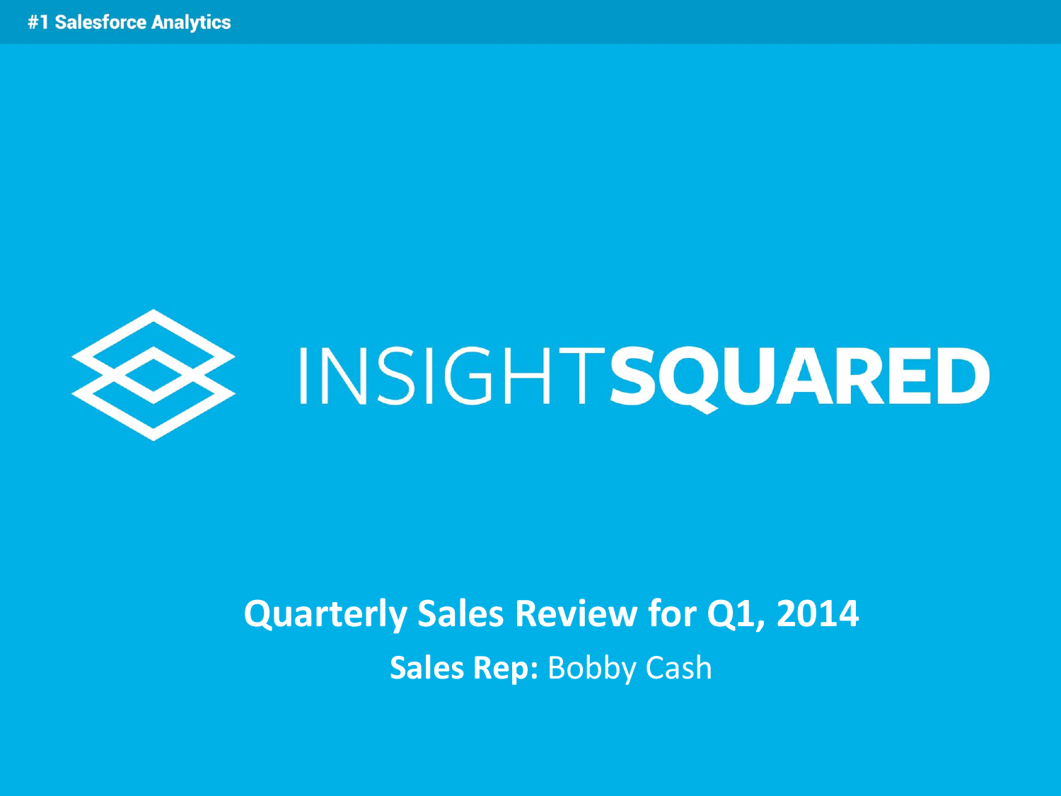#1 Salesforce Analytics

# INSIGHTSQUARED

## Quarterly Sales Review for Q1, 2014

**Sales Rep:** Bobby Cash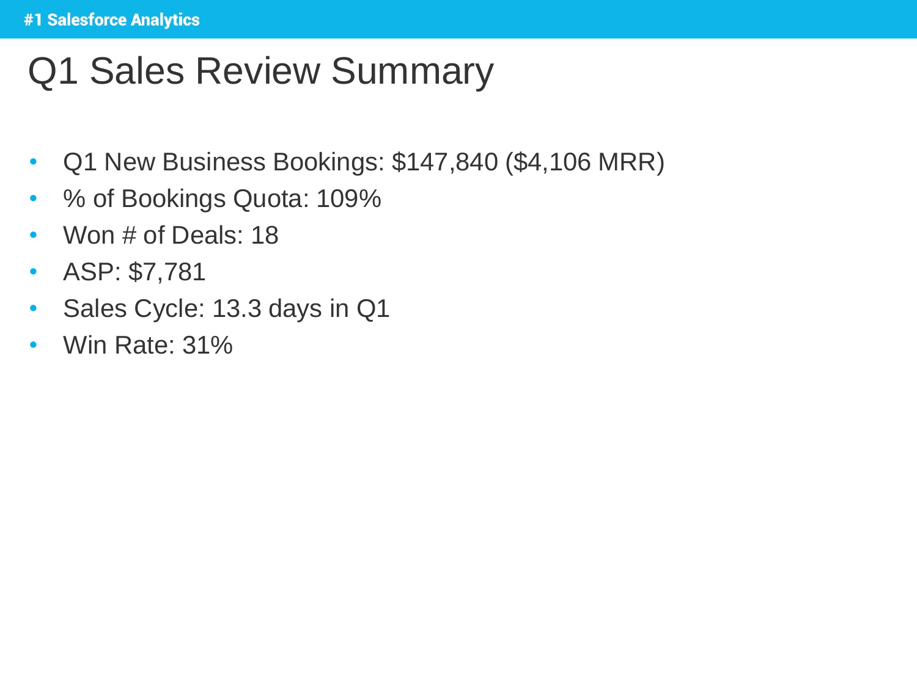# Q1 Sales Review Summary

- Q1 New Business Bookings: $147,840 ($4,106 MRR)
- % of Bookings Quota: 109%
- Won # of Deals: 18
- ASP: $7,781
- Sales Cycle: 13.3 days in Q1
- Win Rate: 31%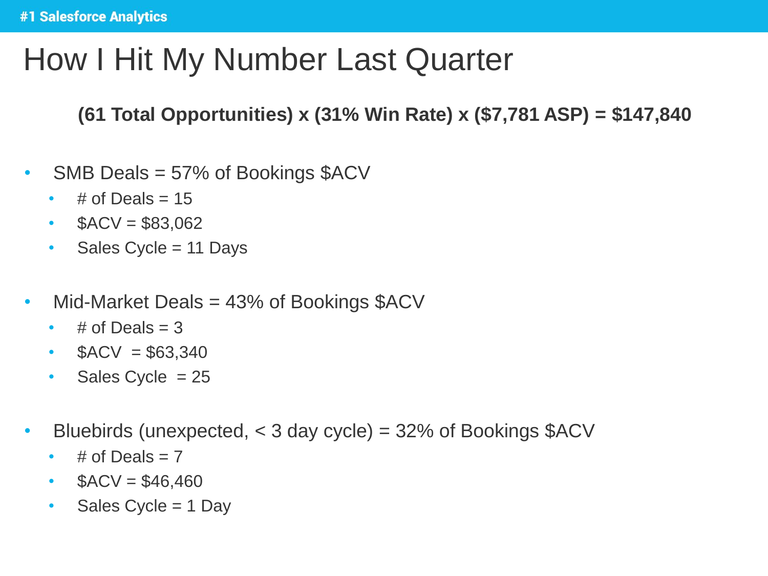# How I Hit My Number Last Quarter

**(61 Total Opportunities) x (31% Win Rate) x ($7,781 ASP) = $147,840**

- SMB Deals = 57% of Bookings $ACV
  - # of Deals = 15
  - $ACV = $83,062
  - Sales Cycle = 11 Days

- Mid-Market Deals = 43% of Bookings $ACV
  - # of Deals = 3
  - $ACV = $63,340
  - Sales Cycle = 25

- Bluebirds (unexpected, < 3 day cycle) = 32% of Bookings $ACV
  - # of Deals = 7
  - $ACV = $46,460
  - Sales Cycle = 1 Day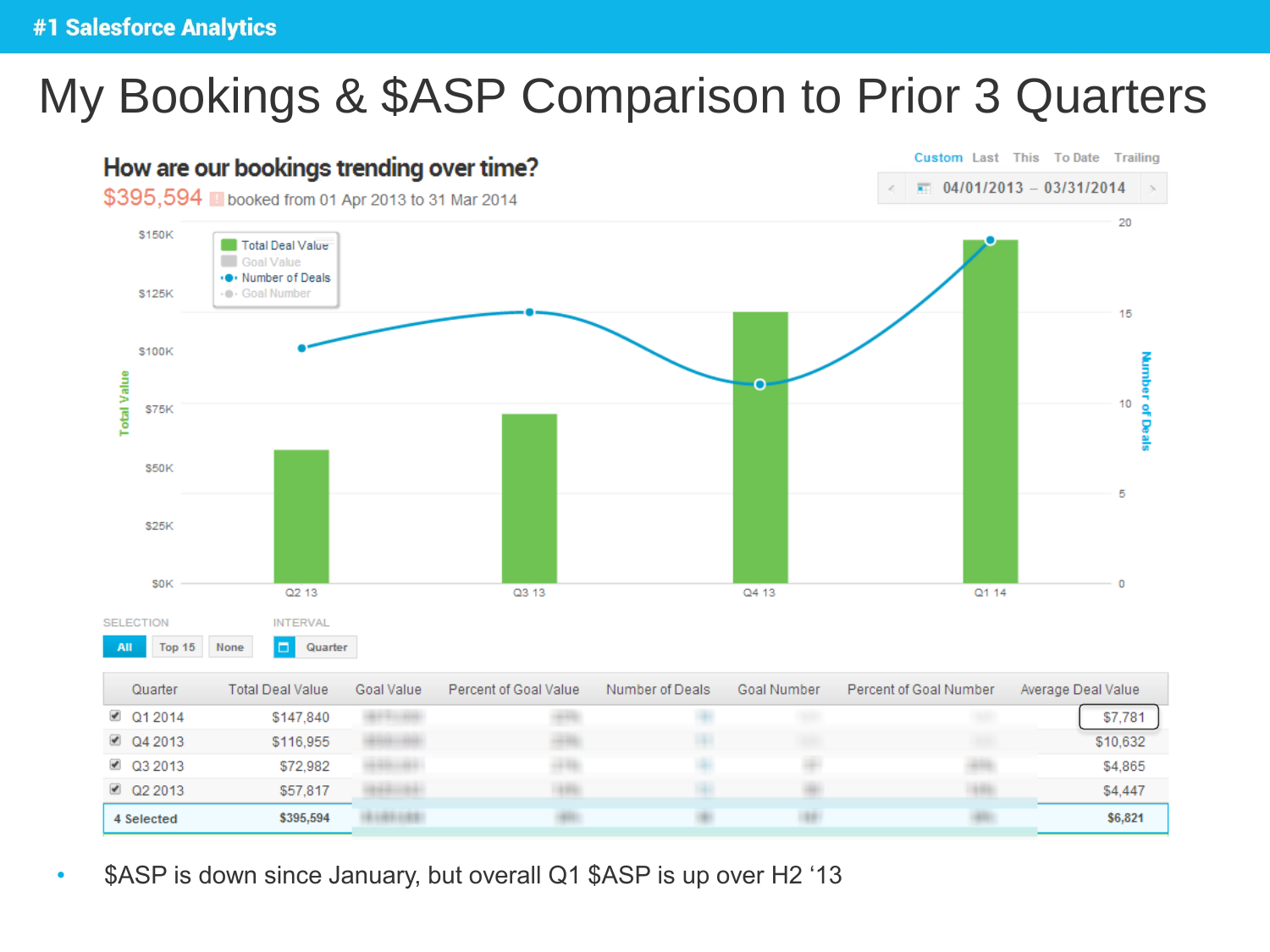# My Bookings & $ASP Comparison to Prior 3 Quarters

## How are our bookings trending over time?

$395,594 booked from 01 Apr 2013 to 31 Mar 2014

Custom Last This To Date Trailing

04/01/2013 – 03/31/2014

SELECTION: All | Top 15 | None

INTERVAL: Quarter

| Quarter | Total Deal Value | Goal Value | Percent of Goal Value | Number of Deals | Goal Number | Percent of Goal Number | Average Deal Value |
|---|---|---|---|---|---|---|---|
| Q1 2014 | $147,840 | | | | | | $7,781 |
| Q4 2013 | $116,955 | | | | | | $10,632 |
| Q3 2013 | $72,982 | | | | | | $4,865 |
| Q2 2013 | $57,817 | | | | | | $4,447 |
| 4 Selected | $395,594 | | | | | | $6,821 |

- $ASP is down since January, but overall Q1 $ASP is up over H2 '13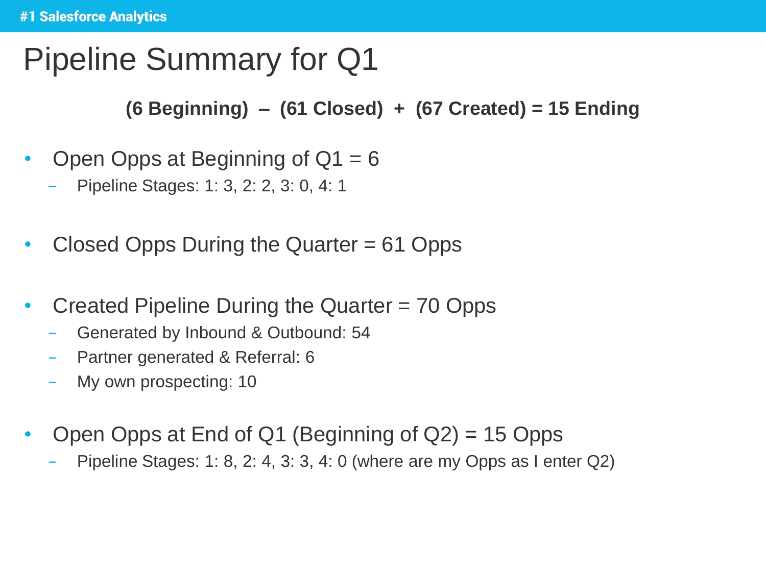# Pipeline Summary for Q1

**(6 Beginning) – (61 Closed) + (67 Created) = 15 Ending**

- Open Opps at Beginning of Q1 = 6
  - Pipeline Stages: 1: 3, 2: 2, 3: 0, 4: 1
- Closed Opps During the Quarter = 61 Opps
- Created Pipeline During the Quarter = 70 Opps
  - Generated by Inbound & Outbound: 54
  - Partner generated & Referral: 6
  - My own prospecting: 10
- Open Opps at End of Q1 (Beginning of Q2) = 15 Opps
  - Pipeline Stages: 1: 8, 2: 4, 3: 3, 4: 0 (where are my Opps as I enter Q2)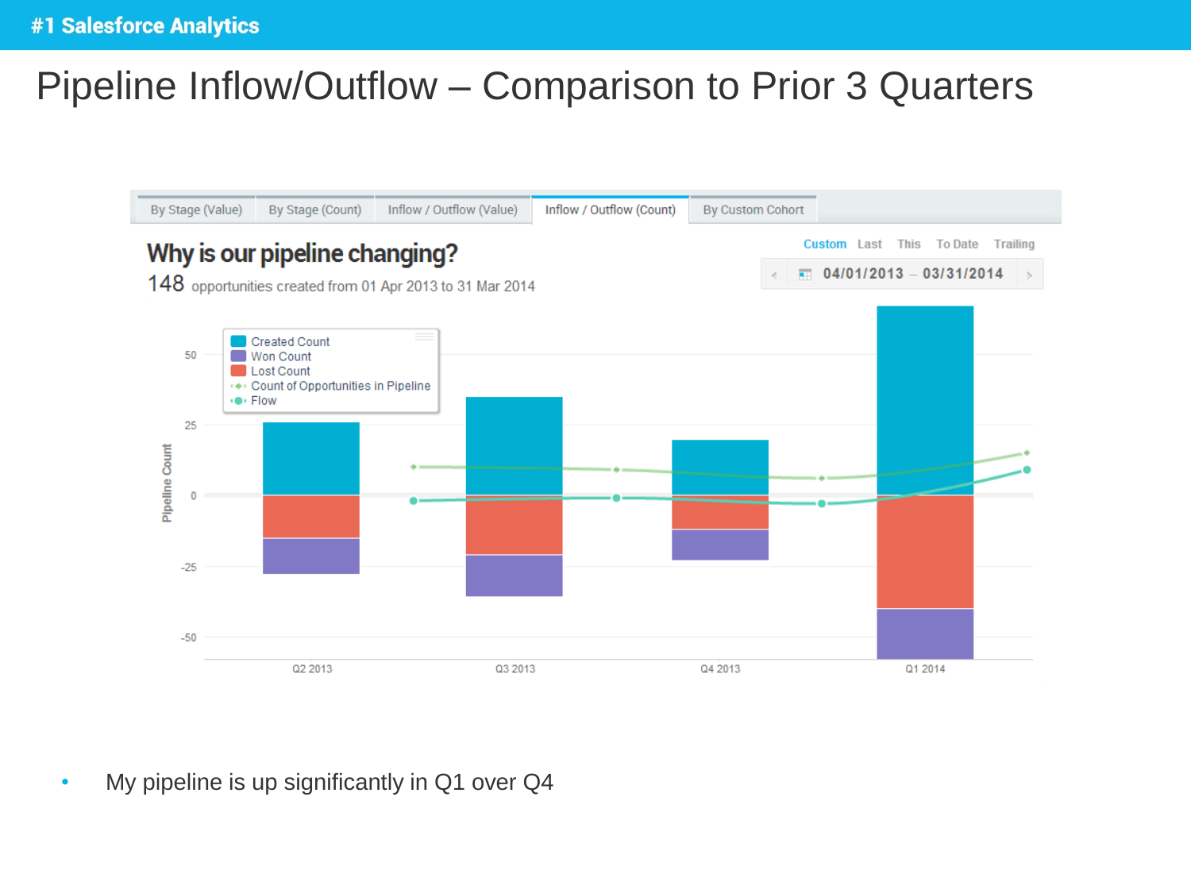# Pipeline Inflow/Outflow – Comparison to Prior 3 Quarters

By Stage (Value) | By Stage (Count) | Inflow / Outflow (Value) | Inflow / Outflow (Count) | By Custom Cohort

## Why is our pipeline changing?

148 opportunities created from 01 Apr 2013 to 31 Mar 2014

Custom | Last | This | To Date | Trailing

04/01/2013 – 03/31/2014

- Created Count
- Won Count
- Lost Count
- Count of Opportunities in Pipeline
- Flow

Pipeline Count

50, 25, 0, -25, -50

Q2 2013 | Q3 2013 | Q4 2013 | Q1 2014

- My pipeline is up significantly in Q1 over Q4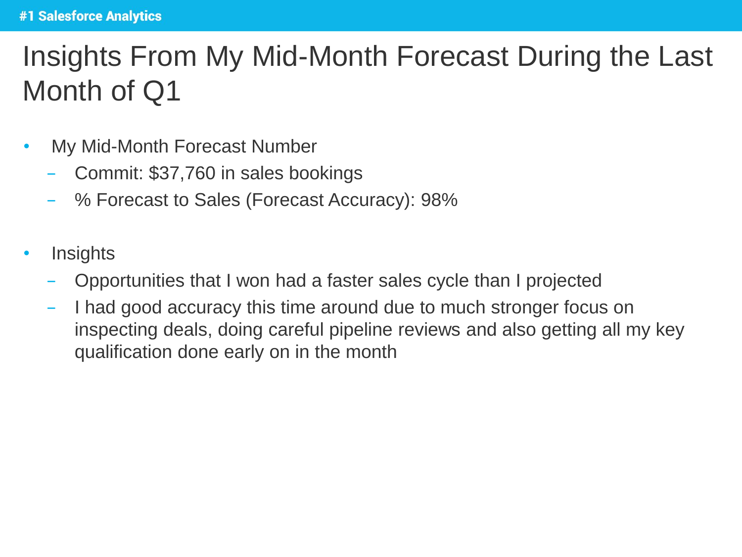# Insights From My Mid-Month Forecast During the Last Month of Q1

- My Mid-Month Forecast Number
  - Commit: $37,760 in sales bookings
  - % Forecast to Sales (Forecast Accuracy): 98%

- Insights
  - Opportunities that I won had a faster sales cycle than I projected
  - I had good accuracy this time around due to much stronger focus on inspecting deals, doing careful pipeline reviews and also getting all my key qualification done early on in the month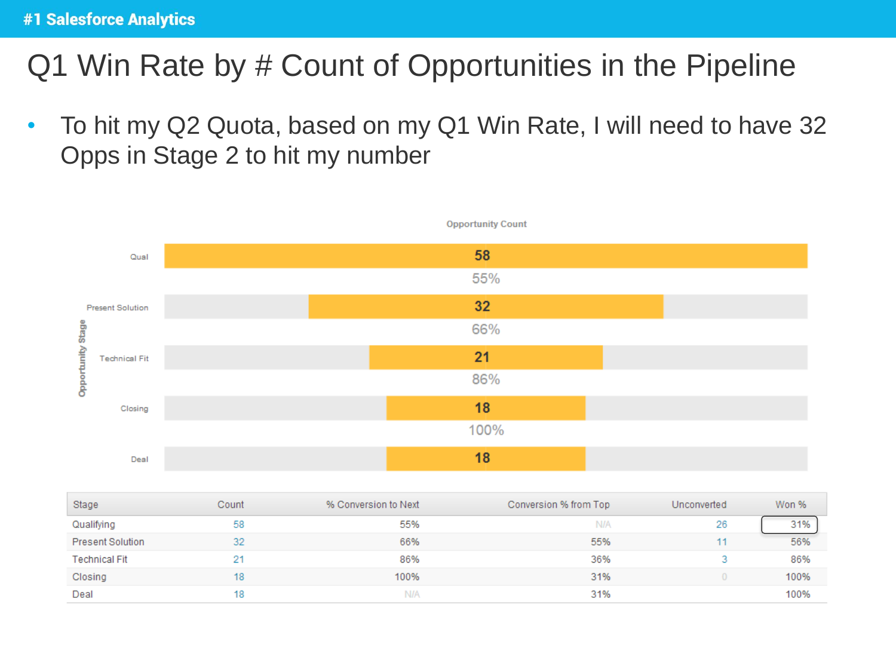# Q1 Win Rate by # Count of Opportunities in the Pipeline

- To hit my Q2 Quota, based on my Q1 Win Rate, I will need to have 32 Opps in Stage 2 to hit my number

Opportunity Count

| Opportunity Stage | Count |
|---|---|
| Qual | 58 |
| | 55% |
| Present Solution | 32 |
| | 66% |
| Technical Fit | 21 |
| | 86% |
| Closing | 18 |
| | 100% |
| Deal | 18 |

| Stage | Count | % Conversion to Next | Conversion % from Top | Unconverted | Won % |
|---|---|---|---|---|---|
| Qualifying | 58 | 55% | N/A | 26 | 31% |
| Present Solution | 32 | 66% | 55% | 11 | 56% |
| Technical Fit | 21 | 86% | 36% | 3 | 86% |
| Closing | 18 | 100% | 31% | 0 | 100% |
| Deal | 18 | N/A | 31% | | 100% |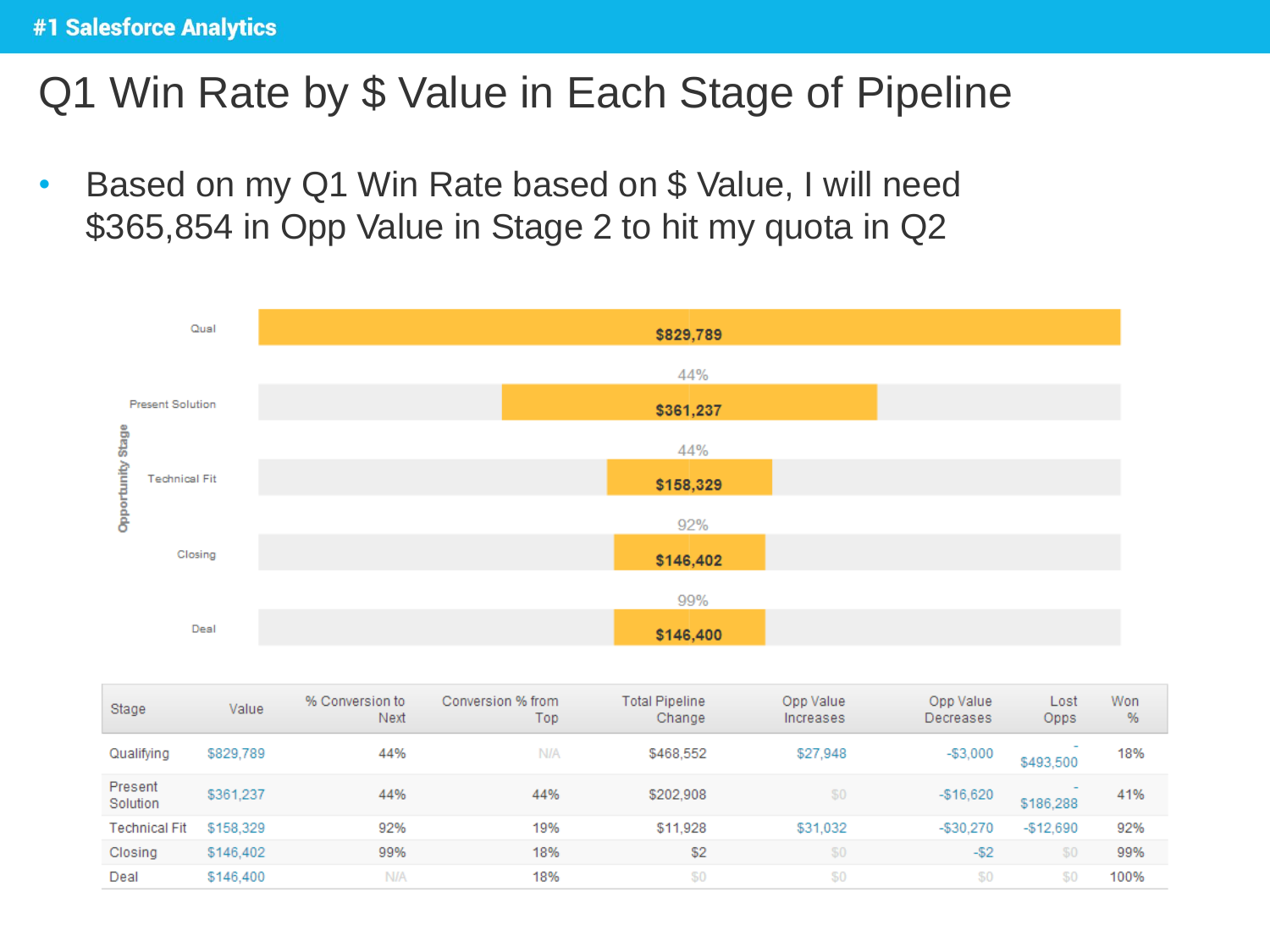# Q1 Win Rate by $ Value in Each Stage of Pipeline

- Based on my Q1 Win Rate based on $ Value, I will need $365,854 in Opp Value in Stage 2 to hit my quota in Q2

| Stage | Value | % Conversion to Next | Conversion % from Top | Total Pipeline Change | Opp Value Increases | Opp Value Decreases | Lost Opps | Won % |
|---|---|---|---|---|---|---|---|---|
| Qualifying | $829,789 | 44% | N/A | $468,552 | $27,948 | -$3,000 | -$493,500 | 18% |
| Present Solution | $361,237 | 44% | 44% | $202,908 | $0 | -$16,620 | -$186,288 | 41% |
| Technical Fit | $158,329 | 92% | 19% | $11,928 | $31,032 | -$30,270 | -$12,690 | 92% |
| Closing | $146,402 | 99% | 18% | $2 | $0 | -$2 | $0 | 99% |
| Deal | $146,400 | N/A | 18% | $0 | $0 | $0 | $0 | 100% |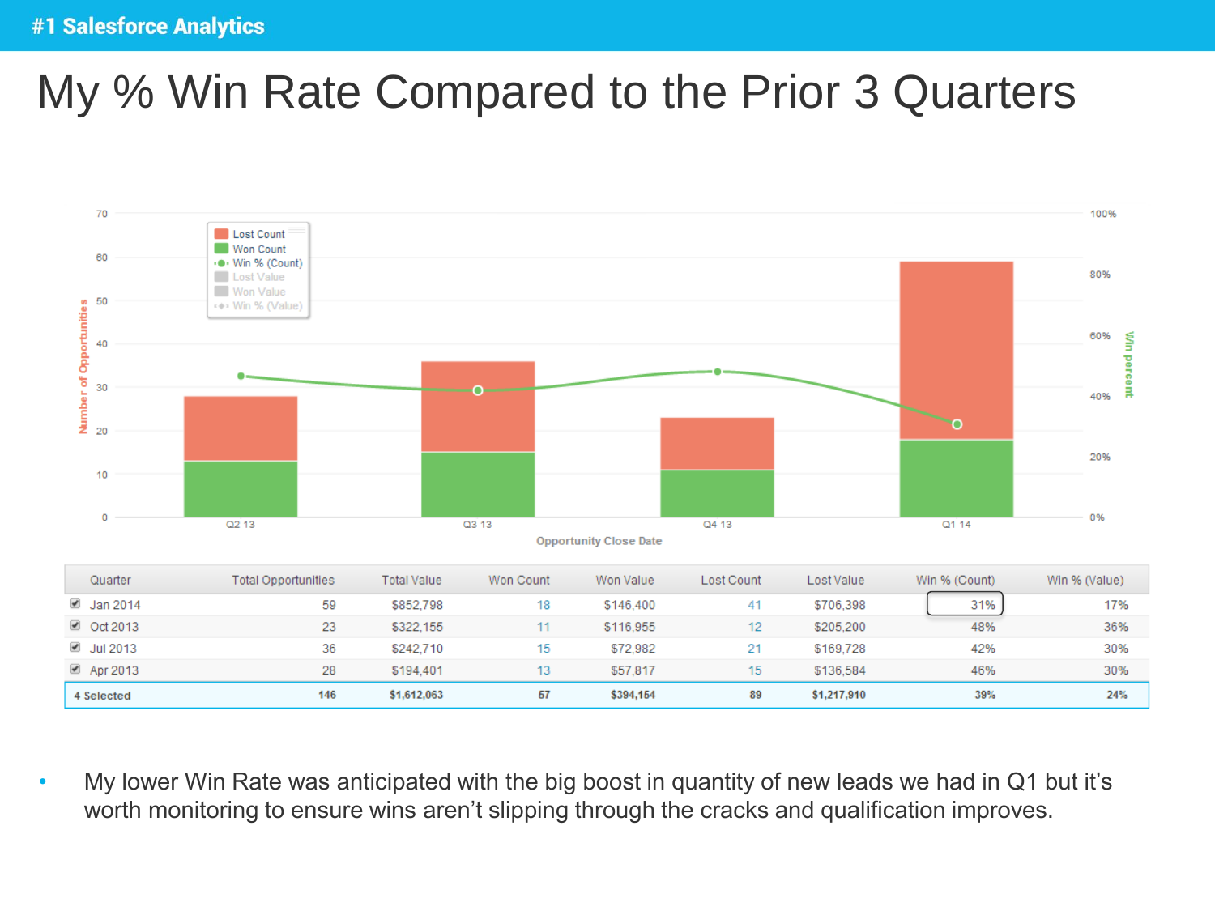# My % Win Rate Compared to the Prior 3 Quarters

| Quarter | Total Opportunities | Total Value | Won Count | Won Value | Lost Count | Lost Value | Win % (Count) | Win % (Value) |
|---|---|---|---|---|---|---|---|---|
| Jan 2014 | 59 | $852,798 | 18 | $146,400 | 41 | $706,398 | 31% | 17% |
| Oct 2013 | 23 | $322,155 | 11 | $116,955 | 12 | $205,200 | 48% | 36% |
| Jul 2013 | 36 | $242,710 | 15 | $72,982 | 21 | $169,728 | 42% | 30% |
| Apr 2013 | 28 | $194,401 | 13 | $57,817 | 15 | $136,584 | 46% | 30% |
| **4 Selected** | **146** | **$1,612,063** | **57** | **$394,154** | **89** | **$1,217,910** | **39%** | **24%** |

- My lower Win Rate was anticipated with the big boost in quantity of new leads we had in Q1 but it's worth monitoring to ensure wins aren't slipping through the cracks and qualification improves.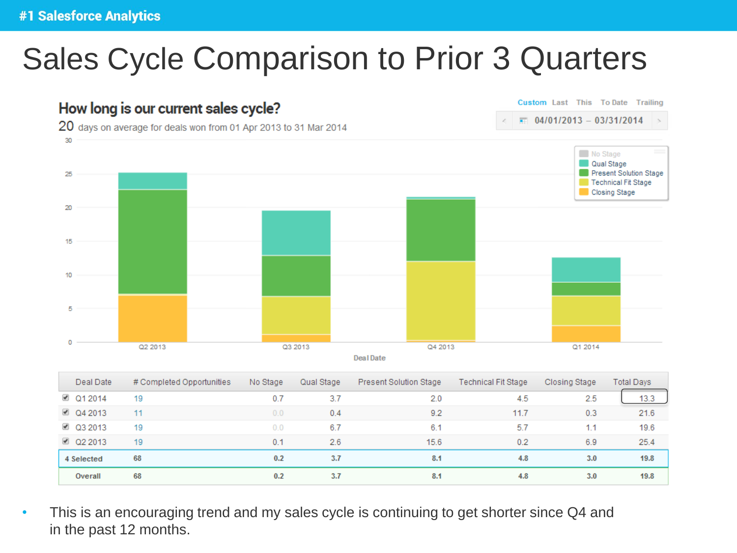#1 Salesforce Analytics

# Sales Cycle Comparison to Prior 3 Quarters

## How long is our current sales cycle?

20 days on average for deals won from 01 Apr 2013 to 31 Mar 2014

Custom Last This To Date Trailing

04/01/2013 – 03/31/2014

| Deal Date | # Completed Opportunities | No Stage | Qual Stage | Present Solution Stage | Technical Fit Stage | Closing Stage | Total Days |
|---|---|---|---|---|---|---|---|
| Q1 2014 | 19 | 0.7 | 3.7 | 2.0 | 4.5 | 2.5 | 13.3 |
| Q4 2013 | 11 | 0.0 | 0.4 | 9.2 | 11.7 | 0.3 | 21.6 |
| Q3 2013 | 19 | 0.0 | 6.7 | 6.1 | 5.7 | 1.1 | 19.6 |
| Q2 2013 | 19 | 0.1 | 2.6 | 15.6 | 0.2 | 6.9 | 25.4 |
| **4 Selected** | **68** | **0.2** | **3.7** | **8.1** | **4.8** | **3.0** | **19.8** |
| **Overall** | **68** | **0.2** | **3.7** | **8.1** | **4.8** | **3.0** | **19.8** |

- This is an encouraging trend and my sales cycle is continuing to get shorter since Q4 and in the past 12 months.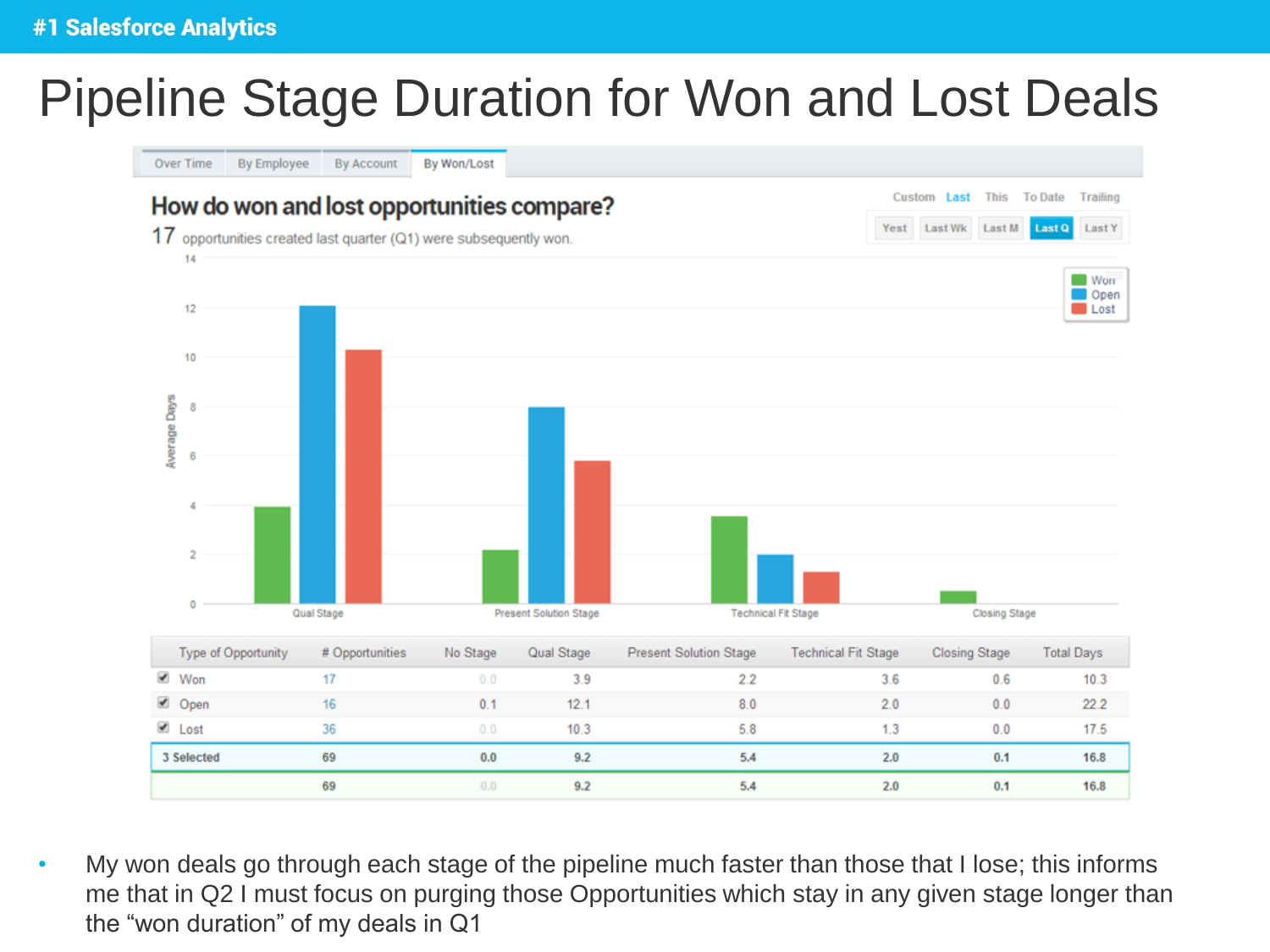# Pipeline Stage Duration for Won and Lost Deals

Over Time | By Employee | By Account | By Won/Lost

## How do won and lost opportunities compare?

17 opportunities created last quarter (Q1) were subsequently won.

| Type of Opportunity | # Opportunities | No Stage | Qual Stage | Present Solution Stage | Technical Fit Stage | Closing Stage | Total Days |
|---|---|---|---|---|---|---|---|
| Won | 17 | 0.0 | 3.9 | 2.2 | 3.6 | 0.6 | 10.3 |
| Open | 16 | 0.1 | 12.1 | 8.0 | 2.0 | 0.0 | 22.2 |
| Lost | 36 | 0.0 | 10.3 | 5.8 | 1.3 | 0.0 | 17.5 |
| **3 Selected** | **69** | **0.0** | **9.2** | **5.4** | **2.0** | **0.1** | **16.8** |
| | **69** | **0.0** | **9.2** | **5.4** | **2.0** | **0.1** | **16.8** |

- My won deals go through each stage of the pipeline much faster than those that I lose; this informs me that in Q2 I must focus on purging those Opportunities which stay in any given stage longer than the "won duration" of my deals in Q1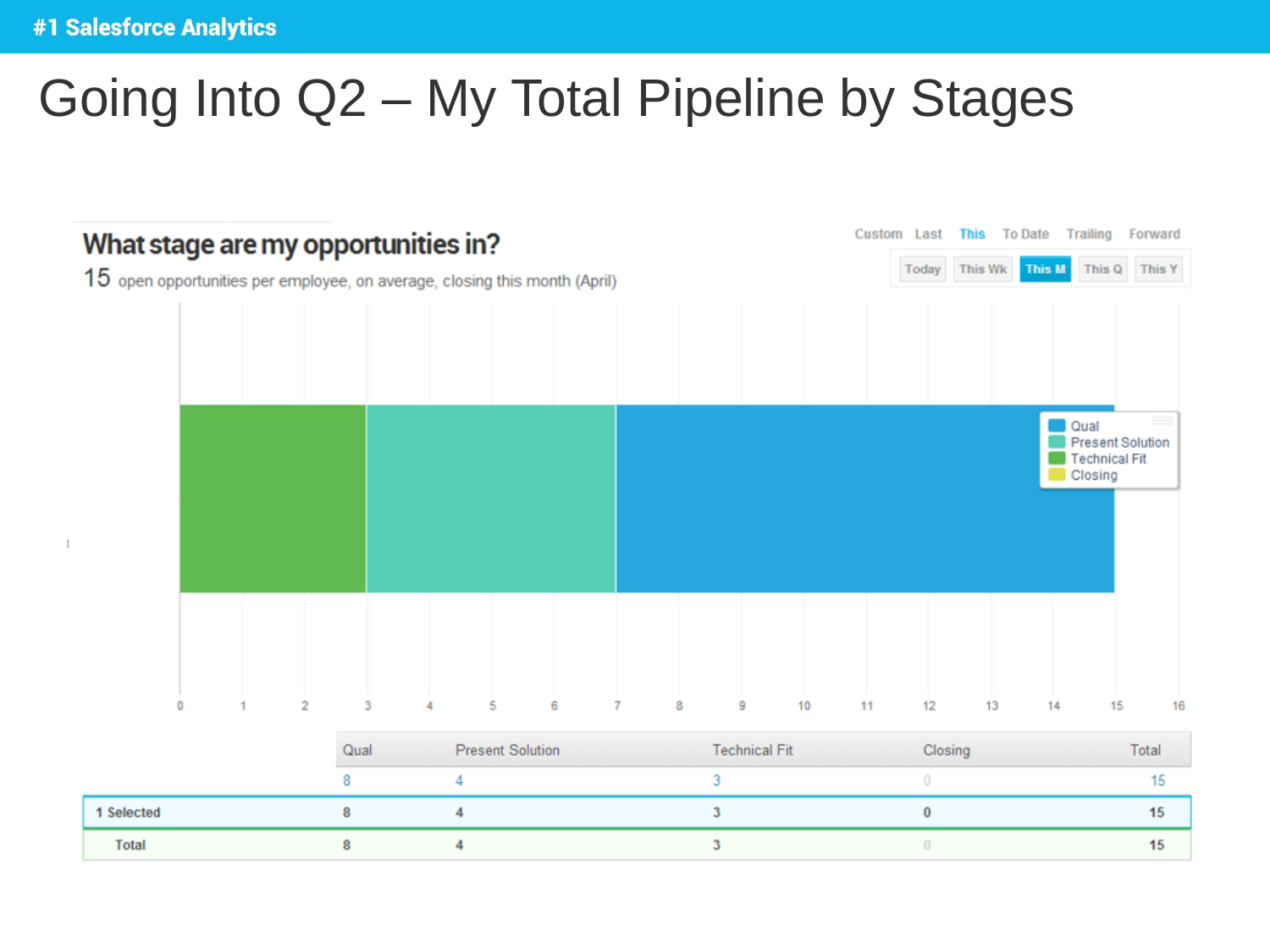#1 Salesforce Analytics

# Going Into Q2 – My Total Pipeline by Stages

## What stage are my opportunities in?

15 open opportunities per employee, on average, closing this month (April)

Custom Last **This** To Date Trailing Forward

Today | This Wk | **This M** | This Q | This Y

Legend: Qual, Present Solution, Technical Fit, Closing

0 1 2 3 4 5 6 7 8 9 10 11 12 13 14 15 16

| | Qual | Present Solution | Technical Fit | Closing | Total |
|---|---|---|---|---|---|
| | 8 | 4 | 3 | 0 | 15 |
| **1 Selected** | **8** | **4** | **3** | **0** | **15** |
| **Total** | **8** | **4** | **3** | 0 | **15** |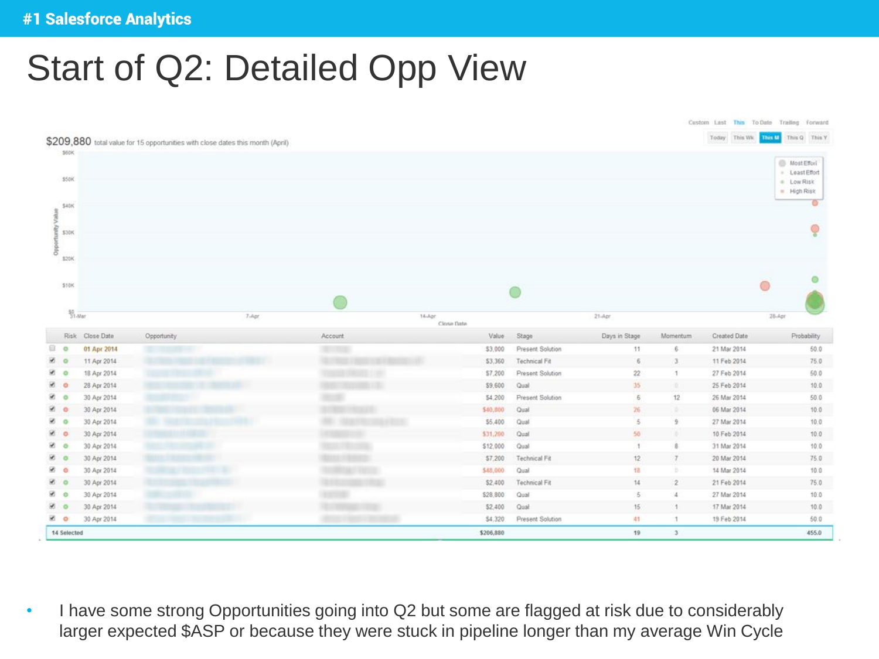# Start of Q2: Detailed Opp View

$209,880 total value for 15 opportunities with close dates this month (April)

| Risk | Close Date | Opportunity | Account | Value | Stage | Days in Stage | Momentum | Created Date | Probability |
|---|---|---|---|---|---|---|---|---|---|
| | 01 Apr 2014 | | | $3,000 | Present Solution | 11 | 6 | 21 Mar 2014 | 50.0 |
| | 11 Apr 2014 | | | $3,360 | Technical Fit | 6 | 3 | 11 Feb 2014 | 75.0 |
| | 18 Apr 2014 | | | $7,200 | Present Solution | 22 | 1 | 27 Feb 2014 | 50.0 |
| | 28 Apr 2014 | | | $9,600 | Qual | 35 | 0 | 25 Feb 2014 | 10.0 |
| | 30 Apr 2014 | | | $4,200 | Present Solution | 6 | 12 | 26 Mar 2014 | 50.0 |
| | 30 Apr 2014 | | | $40,800 | Qual | 26 | 0 | 06 Mar 2014 | 10.0 |
| | 30 Apr 2014 | | | $5,400 | Qual | 5 | 9 | 27 Mar 2014 | 10.0 |
| | 30 Apr 2014 | | | $31,200 | Qual | 50 | 0 | 10 Feb 2014 | 10.0 |
| | 30 Apr 2014 | | | $12,000 | Qual | 1 | 8 | 31 Mar 2014 | 10.0 |
| | 30 Apr 2014 | | | $7,200 | Technical Fit | 12 | 7 | 20 Mar 2014 | 75.0 |
| | 30 Apr 2014 | | | $48,000 | Qual | 18 | 0 | 14 Mar 2014 | 10.0 |
| | 30 Apr 2014 | | | $2,400 | Technical Fit | 14 | 2 | 21 Feb 2014 | 75.0 |
| | 30 Apr 2014 | | | $28,800 | Qual | 5 | 4 | 27 Mar 2014 | 10.0 |
| | 30 Apr 2014 | | | $2,400 | Qual | 15 | 1 | 17 Mar 2014 | 10.0 |
| | 30 Apr 2014 | | | $4,320 | Present Solution | 41 | 1 | 19 Feb 2014 | 50.0 |
| 14 Selected | | | | $206,880 | | 19 | 3 | | 455.0 |

- I have some strong Opportunities going into Q2 but some are flagged at risk due to considerably larger expected $ASP or because they were stuck in pipeline longer than my average Win Cycle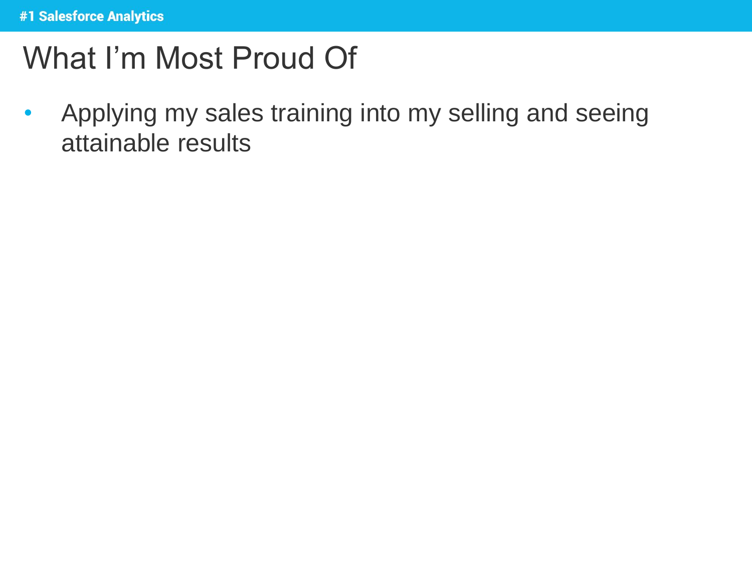# What I'm Most Proud Of

- Applying my sales training into my selling and seeing attainable results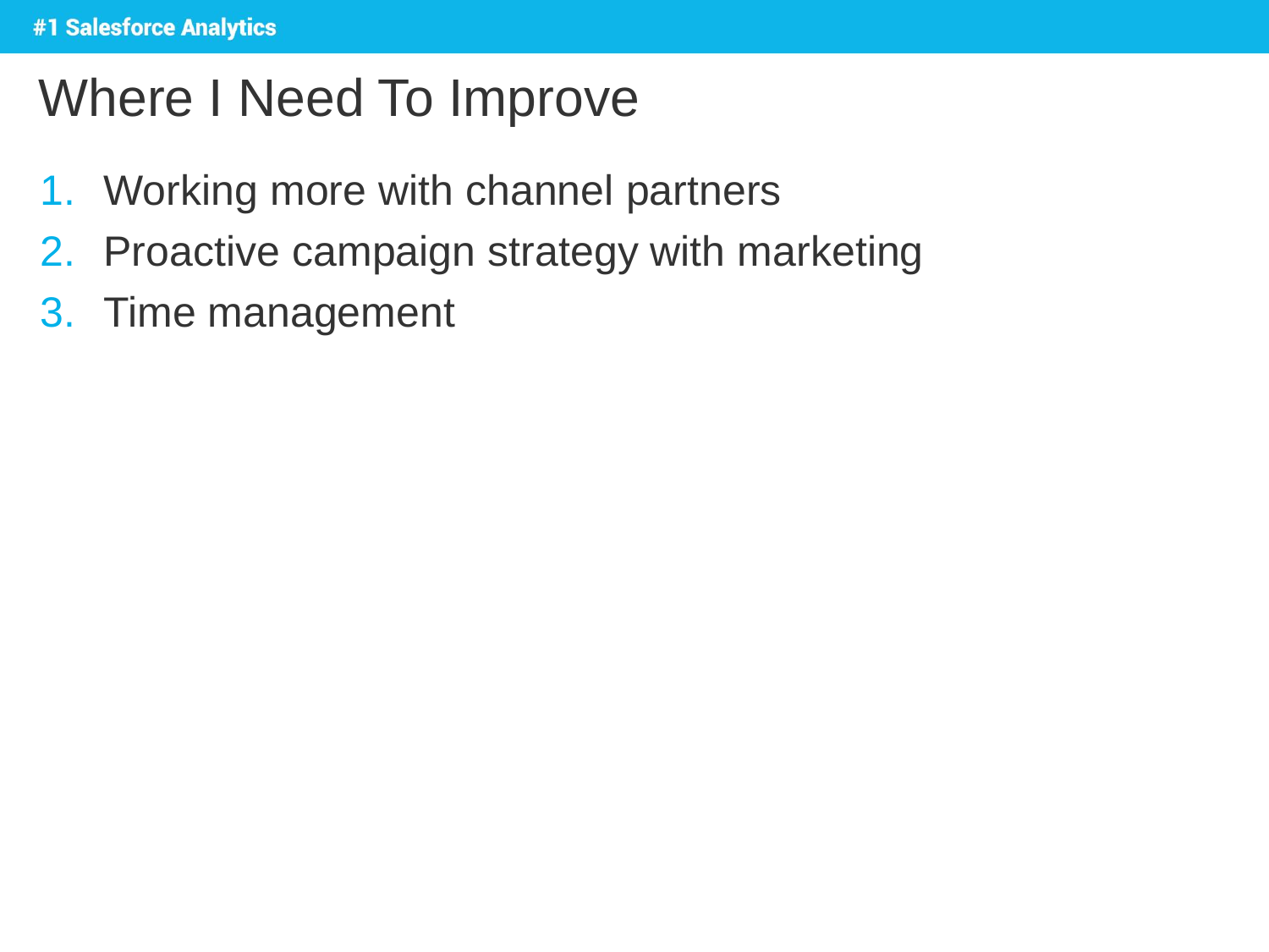# Where I Need To Improve

1. Working more with channel partners
2. Proactive campaign strategy with marketing
3. Time management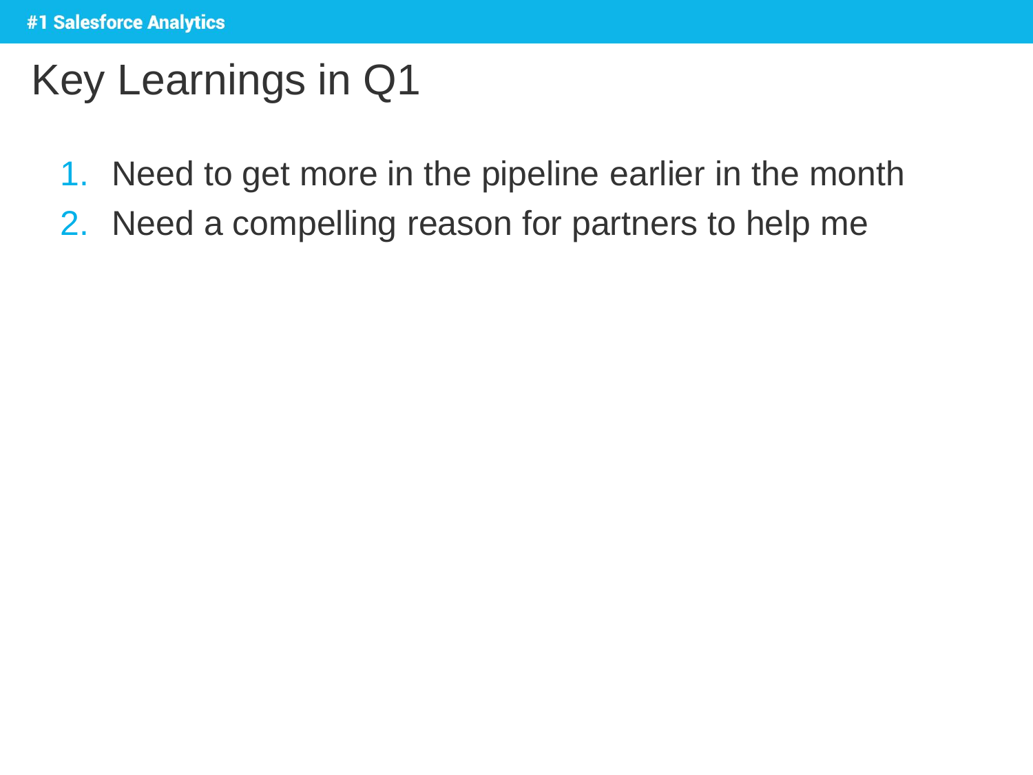# Key Learnings in Q1

1. Need to get more in the pipeline earlier in the month
2. Need a compelling reason for partners to help me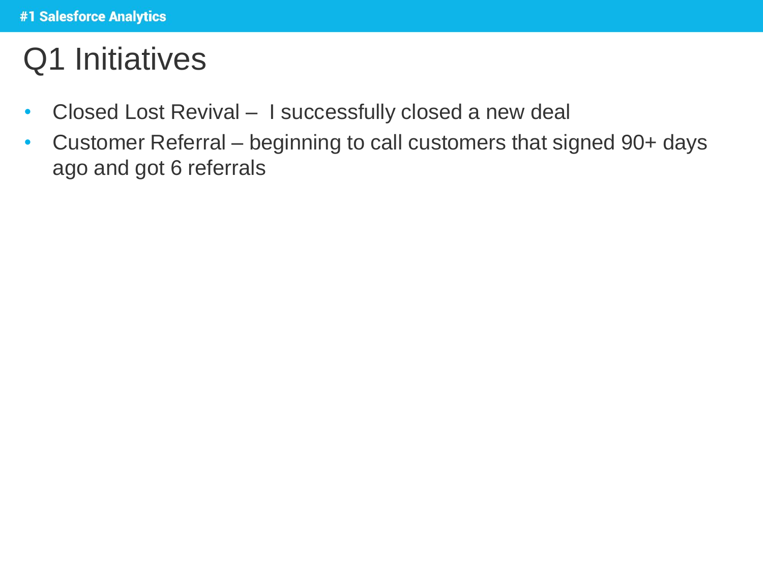# Q1 Initiatives

- Closed Lost Revival – I successfully closed a new deal
- Customer Referral – beginning to call customers that signed 90+ days ago and got 6 referrals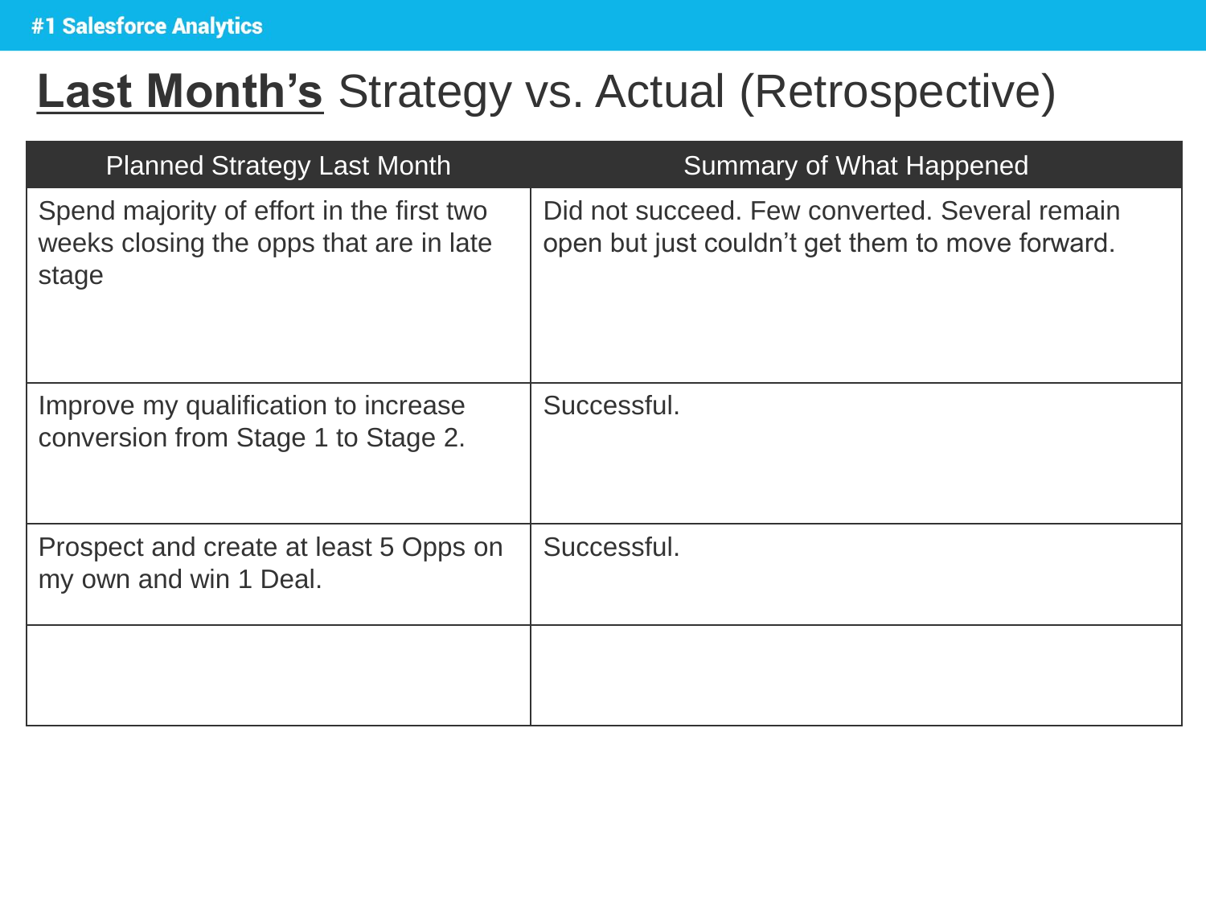# **Last Month's** Strategy vs. Actual (Retrospective)

| Planned Strategy Last Month | Summary of What Happened |
|---|---|
| Spend majority of effort in the first two weeks closing the opps that are in late stage | Did not succeed. Few converted. Several remain open but just couldn't get them to move forward. |
| Improve my qualification to increase conversion from Stage 1 to Stage 2. | Successful. |
| Prospect and create at least 5 Opps on my own and win 1 Deal. | Successful. |
| | |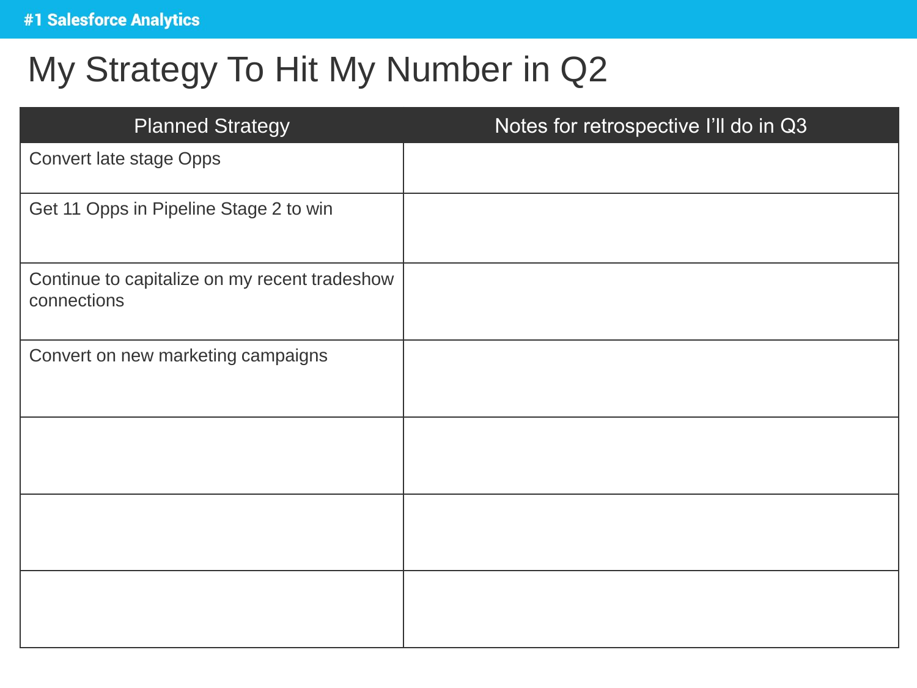# My Strategy To Hit My Number in Q2

| Planned Strategy | Notes for retrospective I'll do in Q3 |
|---|---|
| Convert late stage Opps | |
| Get 11 Opps in Pipeline Stage 2 to win | |
| Continue to capitalize on my recent tradeshow connections | |
| Convert on new marketing campaigns | |
| | |
| | |
| | |